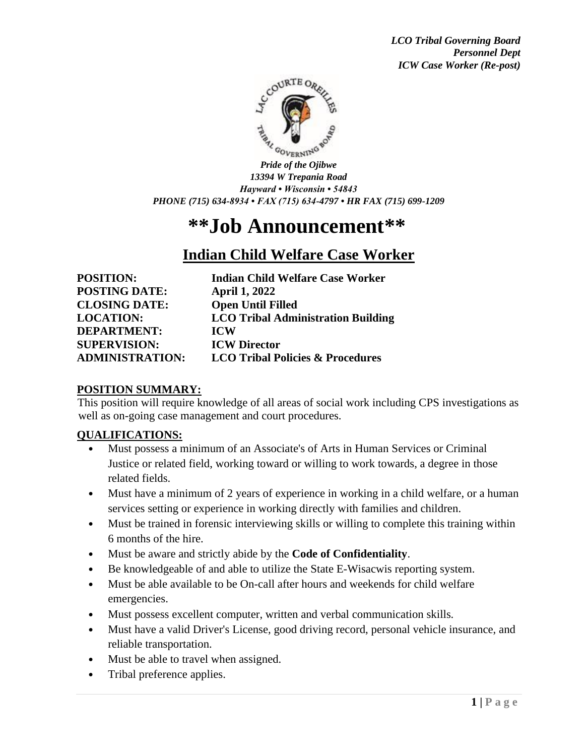*LCO Tribal Governing Board*
*Personnel Dept*
*ICW Case Worker (Re-post)*

***Pride of the Ojibwe***
***13394 W Trepania Road***
***Hayward • Wisconsin • 54843***
***PHONE (715) 634-8934 • FAX (715) 634-4797 • HR FAX (715) 699-1209***

# **Job Announcement**

## Indian Child Welfare Case Worker

| | |
|---|---|
| **POSITION:** | **Indian Child Welfare Case Worker** |
| **POSTING DATE:** | **April 1, 2022** |
| **CLOSING DATE:** | **Open Until Filled** |
| **LOCATION:** | **LCO Tribal Administration Building** |
| **DEPARTMENT:** | **ICW** |
| **SUPERVISION:** | **ICW Director** |
| **ADMINISTRATION:** | **LCO Tribal Policies & Procedures** |

### POSITION SUMMARY:

This position will require knowledge of all areas of social work including CPS investigations as well as on-going case management and court procedures.

### QUALIFICATIONS:

- Must possess a minimum of an Associate's of Arts in Human Services or Criminal Justice or related field, working toward or willing to work towards, a degree in those related fields.
- Must have a minimum of 2 years of experience in working in a child welfare, or a human services setting or experience in working directly with families and children.
- Must be trained in forensic interviewing skills or willing to complete this training within 6 months of the hire.
- Must be aware and strictly abide by the **Code of Confidentiality**.
- Be knowledgeable of and able to utilize the State E-Wisacwis reporting system.
- Must be able available to be On-call after hours and weekends for child welfare emergencies.
- Must possess excellent computer, written and verbal communication skills.
- Must have a valid Driver's License, good driving record, personal vehicle insurance, and reliable transportation.
- Must be able to travel when assigned.
- Tribal preference applies.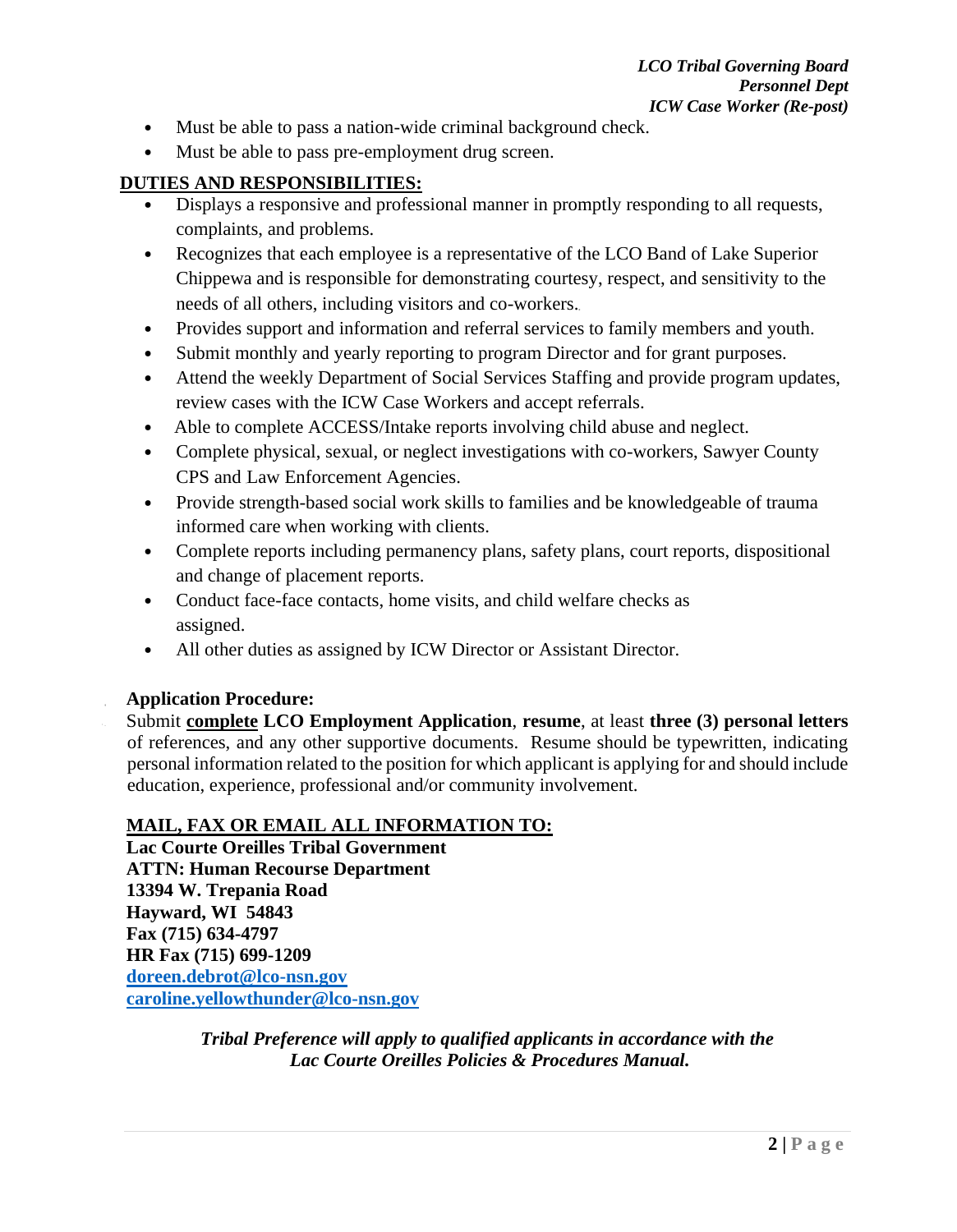- Must be able to pass a nation-wide criminal background check.
- Must be able to pass pre-employment drug screen.

## DUTIES AND RESPONSIBILITIES:

- Displays a responsive and professional manner in promptly responding to all requests, complaints, and problems.
- Recognizes that each employee is a representative of the LCO Band of Lake Superior Chippewa and is responsible for demonstrating courtesy, respect, and sensitivity to the needs of all others, including visitors and co-workers.
- Provides support and information and referral services to family members and youth.
- Submit monthly and yearly reporting to program Director and for grant purposes.
- Attend the weekly Department of Social Services Staffing and provide program updates, review cases with the ICW Case Workers and accept referrals.
- Able to complete ACCESS/Intake reports involving child abuse and neglect.
- Complete physical, sexual, or neglect investigations with co-workers, Sawyer County CPS and Law Enforcement Agencies.
- Provide strength-based social work skills to families and be knowledgeable of trauma informed care when working with clients.
- Complete reports including permanency plans, safety plans, court reports, dispositional and change of placement reports.
- Conduct face-face contacts, home visits, and child welfare checks as assigned.
- All other duties as assigned by ICW Director or Assistant Director.

**Application Procedure:**

Submit **complete LCO Employment Application**, **resume**, at least **three (3) personal letters** of references, and any other supportive documents. Resume should be typewritten, indicating personal information related to the position for which applicant is applying for and should include education, experience, professional and/or community involvement.

**MAIL, FAX OR EMAIL ALL INFORMATION TO:**

**Lac Courte Oreilles Tribal Government**
**ATTN: Human Recourse Department**
**13394 W. Trepania Road**
**Hayward, WI 54843**
**Fax (715) 634-4797**
**HR Fax (715) 699-1209**
**doreen.debrot@lco-nsn.gov**
**caroline.yellowthunder@lco-nsn.gov**

***Tribal Preference will apply to qualified applicants in accordance with the Lac Courte Oreilles Policies & Procedures Manual.***